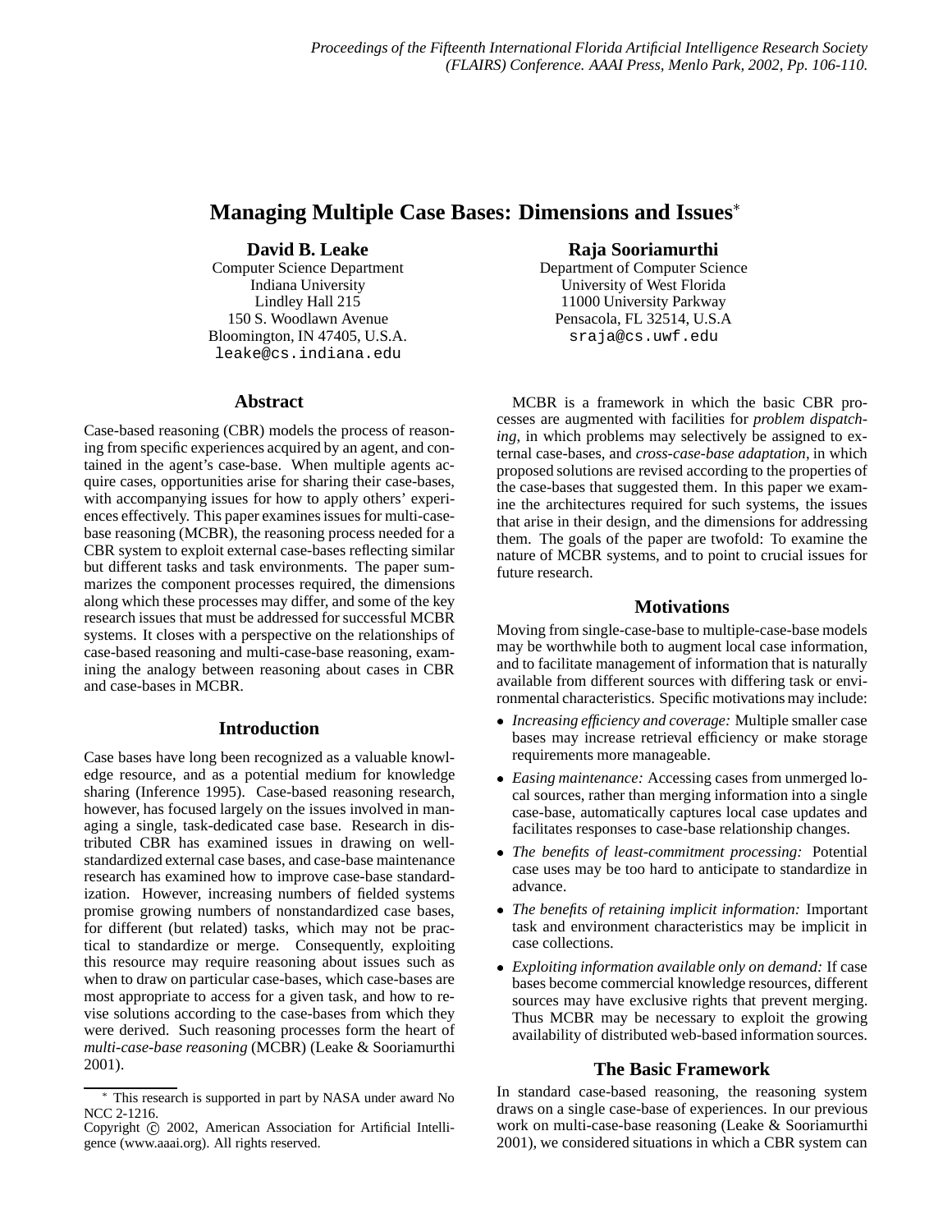# Managing Multiple Case Bases: Dimensions and Issues*

**David B. Leake**
Computer Science Department
Indiana University
Lindley Hall 215
150 S. Woodlawn Avenue
Bloomington, IN 47405, U.S.A.
leake@cs.indiana.edu

**Raja Sooriamurthi**
Department of Computer Science
University of West Florida
11000 University Parkway
Pensacola, FL 32514, U.S.A
sraja@cs.uwf.edu

## Abstract

Case-based reasoning (CBR) models the process of reasoning from specific experiences acquired by an agent, and contained in the agent's case-base. When multiple agents acquire cases, opportunities arise for sharing their case-bases, with accompanying issues for how to apply others' experiences effectively. This paper examines issues for multi-case-base reasoning (MCBR), the reasoning process needed for a CBR system to exploit external case-bases reflecting similar but different tasks and task environments. The paper summarizes the component processes required, the dimensions along which these processes may differ, and some of the key research issues that must be addressed for successful MCBR systems. It closes with a perspective on the relationships of case-based reasoning and multi-case-base reasoning, examining the analogy between reasoning about cases in CBR and case-bases in MCBR.

## Introduction

Case bases have long been recognized as a valuable knowledge resource, and as a potential medium for knowledge sharing (Inference 1995). Case-based reasoning research, however, has focused largely on the issues involved in managing a single, task-dedicated case base. Research in distributed CBR has examined issues in drawing on well-standardized external case bases, and case-base maintenance research has examined how to improve case-base standardization. However, increasing numbers of fielded systems promise growing numbers of nonstandardized case bases, for different (but related) tasks, which may not be practical to standardize or merge. Consequently, exploiting this resource may require reasoning about issues such as when to draw on particular case-bases, which case-bases are most appropriate to access for a given task, and how to revise solutions according to the case-bases from which they were derived. Such reasoning processes form the heart of *multi-case-base reasoning* (MCBR) (Leake & Sooriamurthi 2001).

MCBR is a framework in which the basic CBR processes are augmented with facilities for *problem dispatching*, in which problems may selectively be assigned to external case-bases, and *cross-case-base adaptation*, in which proposed solutions are revised according to the properties of the case-bases that suggested them. In this paper we examine the architectures required for such systems, the issues that arise in their design, and the dimensions for addressing them. The goals of the paper are twofold: To examine the nature of MCBR systems, and to point to crucial issues for future research.

## Motivations

Moving from single-case-base to multiple-case-base models may be worthwhile both to augment local case information, and to facilitate management of information that is naturally available from different sources with differing task or environmental characteristics. Specific motivations may include:

- *Increasing efficiency and coverage:* Multiple smaller case bases may increase retrieval efficiency or make storage requirements more manageable.
- *Easing maintenance:* Accessing cases from unmerged local sources, rather than merging information into a single case-base, automatically captures local case updates and facilitates responses to case-base relationship changes.
- *The benefits of least-commitment processing:* Potential case uses may be too hard to anticipate to standardize in advance.
- *The benefits of retaining implicit information:* Important task and environment characteristics may be implicit in case collections.
- *Exploiting information available only on demand:* If case bases become commercial knowledge resources, different sources may have exclusive rights that prevent merging. Thus MCBR may be necessary to exploit the growing availability of distributed web-based information sources.

## The Basic Framework

In standard case-based reasoning, the reasoning system draws on a single case-base of experiences. In our previous work on multi-case-base reasoning (Leake & Sooriamurthi 2001), we considered situations in which a CBR system can

---

* This research is supported in part by NASA under award No NCC 2-1216.

Copyright © 2002, American Association for Artificial Intelligence (www.aaai.org). All rights reserved.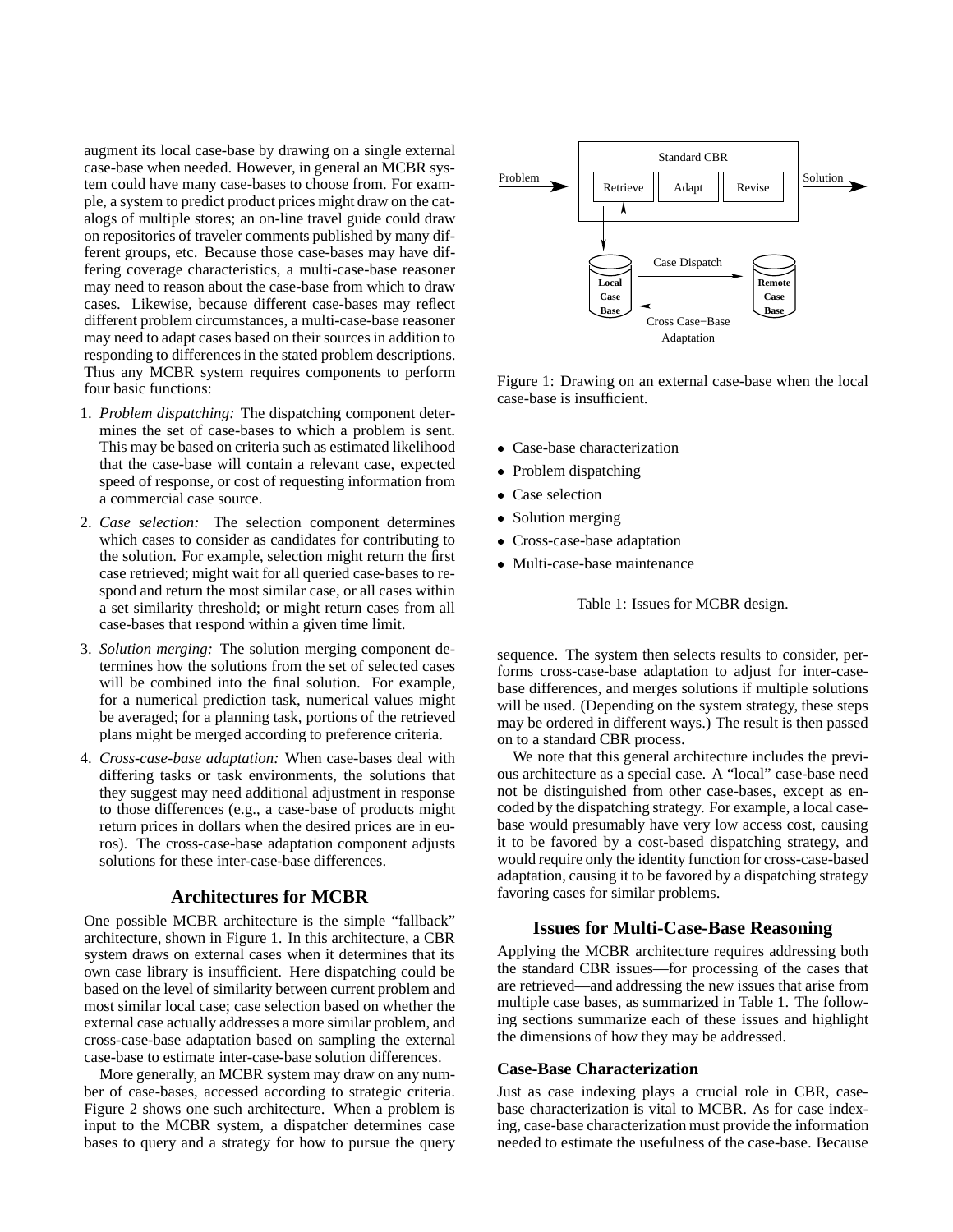augment its local case-base by drawing on a single external case-base when needed. However, in general an MCBR system could have many case-bases to choose from. For example, a system to predict product prices might draw on the catalogs of multiple stores; an on-line travel guide could draw on repositories of traveler comments published by many different groups, etc. Because those case-bases may have differing coverage characteristics, a multi-case-base reasoner may need to reason about the case-base from which to draw cases. Likewise, because different case-bases may reflect different problem circumstances, a multi-case-base reasoner may need to adapt cases based on their sources in addition to responding to differences in the stated problem descriptions. Thus any MCBR system requires components to perform four basic functions:

1. *Problem dispatching:* The dispatching component determines the set of case-bases to which a problem is sent. This may be based on criteria such as estimated likelihood that the case-base will contain a relevant case, expected speed of response, or cost of requesting information from a commercial case source.
2. *Case selection:* The selection component determines which cases to consider as candidates for contributing to the solution. For example, selection might return the first case retrieved; might wait for all queried case-bases to respond and return the most similar case, or all cases within a set similarity threshold; or might return cases from all case-bases that respond within a given time limit.
3. *Solution merging:* The solution merging component determines how the solutions from the set of selected cases will be combined into the final solution. For example, for a numerical prediction task, numerical values might be averaged; for a planning task, portions of the retrieved plans might be merged according to preference criteria.
4. *Cross-case-base adaptation:* When case-bases deal with differing tasks or task environments, the solutions that they suggest may need additional adjustment in response to those differences (e.g., a case-base of products might return prices in dollars when the desired prices are in euros). The cross-case-base adaptation component adjusts solutions for these inter-case-base differences.

## Architectures for MCBR

One possible MCBR architecture is the simple "fallback" architecture, shown in Figure 1. In this architecture, a CBR system draws on external cases when it determines that its own case library is insufficient. Here dispatching could be based on the level of similarity between current problem and most similar local case; case selection based on whether the external case actually addresses a more similar problem, and cross-case-base adaptation based on sampling the external case-base to estimate inter-case-base solution differences.

More generally, an MCBR system may draw on any number of case-bases, accessed according to strategic criteria. Figure 2 shows one such architecture. When a problem is input to the MCBR system, a dispatcher determines case bases to query and a strategy for how to pursue the query sequence. The system then selects results to consider, performs cross-case-base adaptation to adjust for inter-case-base differences, and merges solutions if multiple solutions will be used. (Depending on the system strategy, these steps may be ordered in different ways.) The result is then passed on to a standard CBR process.

We note that this general architecture includes the previous architecture as a special case. A "local" case-base need not be distinguished from other case-bases, except as encoded by the dispatching strategy. For example, a local case-base would presumably have very low access cost, causing it to be favored by a cost-based dispatching strategy, and would require only the identity function for cross-case-based adaptation, causing it to be favored by a dispatching strategy favoring cases for similar problems.

Figure 1: Drawing on an external case-base when the local case-base is insufficient.

- Case-base characterization
- Problem dispatching
- Case selection
- Solution merging
- Cross-case-base adaptation
- Multi-case-base maintenance

Table 1: Issues for MCBR design.

## Issues for Multi-Case-Base Reasoning

Applying the MCBR architecture requires addressing both the standard CBR issues—for processing of the cases that are retrieved—and addressing the new issues that arise from multiple case bases, as summarized in Table 1. The following sections summarize each of these issues and highlight the dimensions of how they may be addressed.

### Case-Base Characterization

Just as case indexing plays a crucial role in CBR, case-base characterization is vital to MCBR. As for case indexing, case-base characterization must provide the information needed to estimate the usefulness of the case-base. Because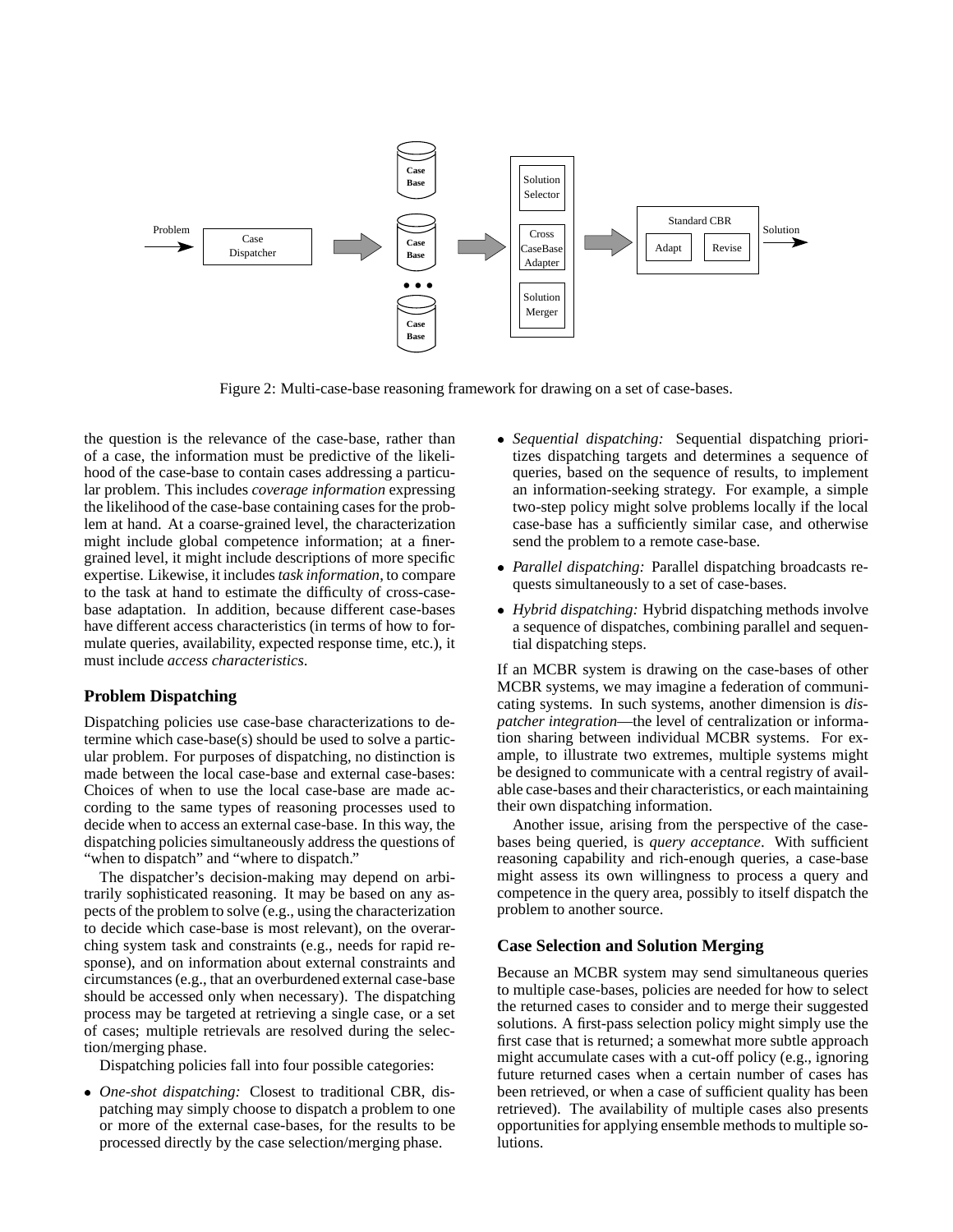Figure 2: Multi-case-base reasoning framework for drawing on a set of case-bases.

the question is the relevance of the case-base, rather than of a case, the information must be predictive of the likelihood of the case-base to contain cases addressing a particular problem. This includes *coverage information* expressing the likelihood of the case-base containing cases for the problem at hand. At a coarse-grained level, the characterization might include global competence information; at a finer-grained level, it might include descriptions of more specific expertise. Likewise, it includes *task information*, to compare to the task at hand to estimate the difficulty of cross-case-base adaptation. In addition, because different case-bases have different access characteristics (in terms of how to formulate queries, availability, expected response time, etc.), it must include *access characteristics*.

## Problem Dispatching

Dispatching policies use case-base characterizations to determine which case-base(s) should be used to solve a particular problem. For purposes of dispatching, no distinction is made between the local case-base and external case-bases: Choices of when to use the local case-base are made according to the same types of reasoning processes used to decide when to access an external case-base. In this way, the dispatching policies simultaneously address the questions of "when to dispatch" and "where to dispatch."

The dispatcher's decision-making may depend on arbitrarily sophisticated reasoning. It may be based on any aspects of the problem to solve (e.g., using the characterization to decide which case-base is most relevant), on the overarching system task and constraints (e.g., needs for rapid response), and on information about external constraints and circumstances (e.g., that an overburdened external case-base should be accessed only when necessary). The dispatching process may be targeted at retrieving a single case, or a set of cases; multiple retrievals are resolved during the selection/merging phase.

Dispatching policies fall into four possible categories:

- *One-shot dispatching:* Closest to traditional CBR, dispatching may simply choose to dispatch a problem to one or more of the external case-bases, for the results to be processed directly by the case selection/merging phase.
- *Sequential dispatching:* Sequential dispatching prioritizes dispatching targets and determines a sequence of queries, based on the sequence of results, to implement an information-seeking strategy. For example, a simple two-step policy might solve problems locally if the local case-base has a sufficiently similar case, and otherwise send the problem to a remote case-base.
- *Parallel dispatching:* Parallel dispatching broadcasts requests simultaneously to a set of case-bases.
- *Hybrid dispatching:* Hybrid dispatching methods involve a sequence of dispatches, combining parallel and sequential dispatching steps.

If an MCBR system is drawing on the case-bases of other MCBR systems, we may imagine a federation of communicating systems. In such systems, another dimension is *dispatcher integration*—the level of centralization or information sharing between individual MCBR systems. For example, to illustrate two extremes, multiple systems might be designed to communicate with a central registry of available case-bases and their characteristics, or each maintaining their own dispatching information.

Another issue, arising from the perspective of the case-bases being queried, is *query acceptance*. With sufficient reasoning capability and rich-enough queries, a case-base might assess its own willingness to process a query and competence in the query area, possibly to itself dispatch the problem to another source.

## Case Selection and Solution Merging

Because an MCBR system may send simultaneous queries to multiple case-bases, policies are needed for how to select the returned cases to consider and to merge their suggested solutions. A first-pass selection policy might simply use the first case that is returned; a somewhat more subtle approach might accumulate cases with a cut-off policy (e.g., ignoring future returned cases when a certain number of cases has been retrieved, or when a case of sufficient quality has been retrieved). The availability of multiple cases also presents opportunities for applying ensemble methods to multiple solutions.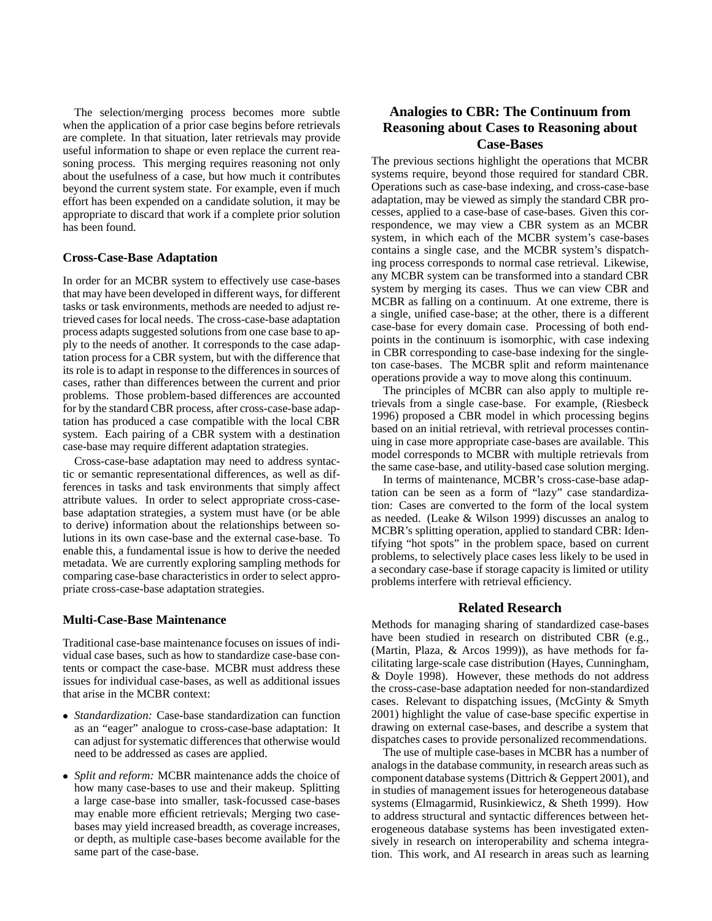The selection/merging process becomes more subtle when the application of a prior case begins before retrievals are complete. In that situation, later retrievals may provide useful information to shape or even replace the current reasoning process. This merging requires reasoning not only about the usefulness of a case, but how much it contributes beyond the current system state. For example, even if much effort has been expended on a candidate solution, it may be appropriate to discard that work if a complete prior solution has been found.

### Cross-Case-Base Adaptation

In order for an MCBR system to effectively use case-bases that may have been developed in different ways, for different tasks or task environments, methods are needed to adjust retrieved cases for local needs. The cross-case-base adaptation process adapts suggested solutions from one case base to apply to the needs of another. It corresponds to the case adaptation process for a CBR system, but with the difference that its role is to adapt in response to the differences in sources of cases, rather than differences between the current and prior problems. Those problem-based differences are accounted for by the standard CBR process, after cross-case-base adaptation has produced a case compatible with the local CBR system. Each pairing of a CBR system with a destination case-base may require different adaptation strategies.

Cross-case-base adaptation may need to address syntactic or semantic representational differences, as well as differences in tasks and task environments that simply affect attribute values. In order to select appropriate cross-case-base adaptation strategies, a system must have (or be able to derive) information about the relationships between solutions in its own case-base and the external case-base. To enable this, a fundamental issue is how to derive the needed metadata. We are currently exploring sampling methods for comparing case-base characteristics in order to select appropriate cross-case-base adaptation strategies.

### Multi-Case-Base Maintenance

Traditional case-base maintenance focuses on issues of individual case bases, such as how to standardize case-base contents or compact the case-base. MCBR must address these issues for individual case-bases, as well as additional issues that arise in the MCBR context:

- *Standardization:* Case-base standardization can function as an "eager" analogue to cross-case-base adaptation: It can adjust for systematic differences that otherwise would need to be addressed as cases are applied.
- *Split and reform:* MCBR maintenance adds the choice of how many case-bases to use and their makeup. Splitting a large case-base into smaller, task-focussed case-bases may enable more efficient retrievals; Merging two case-bases may yield increased breadth, as coverage increases, or depth, as multiple case-bases become available for the same part of the case-base.

## Analogies to CBR: The Continuum from Reasoning about Cases to Reasoning about Case-Bases

The previous sections highlight the operations that MCBR systems require, beyond those required for standard CBR. Operations such as case-base indexing, and cross-case-base adaptation, may be viewed as simply the standard CBR processes, applied to a case-base of case-bases. Given this correspondence, we may view a CBR system as an MCBR system, in which each of the MCBR system's case-bases contains a single case, and the MCBR system's dispatching process corresponds to normal case retrieval. Likewise, any MCBR system can be transformed into a standard CBR system by merging its cases. Thus we can view CBR and MCBR as falling on a continuum. At one extreme, there is a single, unified case-base; at the other, there is a different case-base for every domain case. Processing of both endpoints in the continuum is isomorphic, with case indexing in CBR corresponding to case-base indexing for the singleton case-bases. The MCBR split and reform maintenance operations provide a way to move along this continuum.

The principles of MCBR can also apply to multiple retrievals from a single case-base. For example, (Riesbeck 1996) proposed a CBR model in which processing begins based on an initial retrieval, with retrieval processes continuing in case more appropriate case-bases are available. This model corresponds to MCBR with multiple retrievals from the same case-base, and utility-based case solution merging.

In terms of maintenance, MCBR's cross-case-base adaptation can be seen as a form of "lazy" case standardization: Cases are converted to the form of the local system as needed. (Leake & Wilson 1999) discusses an analog to MCBR's splitting operation, applied to standard CBR: Identifying "hot spots" in the problem space, based on current problems, to selectively place cases less likely to be used in a secondary case-base if storage capacity is limited or utility problems interfere with retrieval efficiency.

## Related Research

Methods for managing sharing of standardized case-bases have been studied in research on distributed CBR (e.g., (Martin, Plaza, & Arcos 1999)), as have methods for facilitating large-scale case distribution (Hayes, Cunningham, & Doyle 1998). However, these methods do not address the cross-case-base adaptation needed for non-standardized cases. Relevant to dispatching issues, (McGinty & Smyth 2001) highlight the value of case-base specific expertise in drawing on external case-bases, and describe a system that dispatches cases to provide personalized recommendations.

The use of multiple case-bases in MCBR has a number of analogs in the database community, in research areas such as component database systems (Dittrich & Geppert 2001), and in studies of management issues for heterogeneous database systems (Elmagarmid, Rusinkiewicz, & Sheth 1999). How to address structural and syntactic differences between heterogeneous database systems has been investigated extensively in research on interoperability and schema integration. This work, and AI research in areas such as learning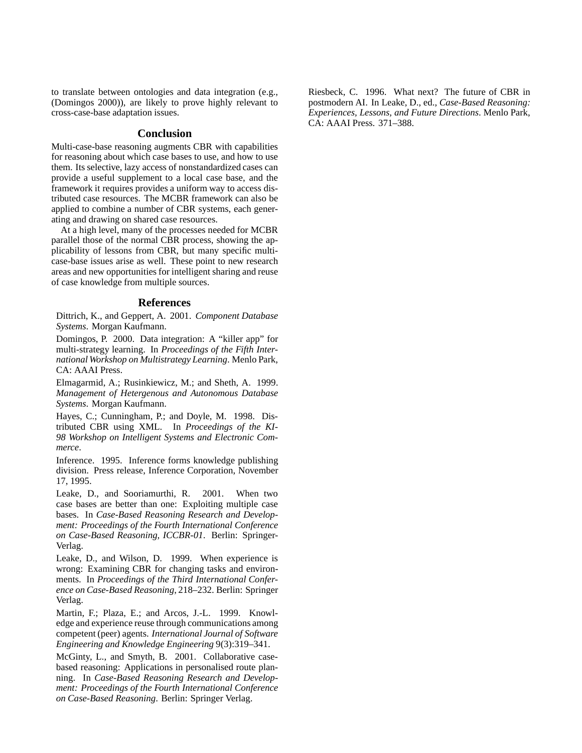to translate between ontologies and data integration (e.g., (Domingos 2000)), are likely to prove highly relevant to cross-case-base adaptation issues.

## Conclusion

Multi-case-base reasoning augments CBR with capabilities for reasoning about which case bases to use, and how to use them. Its selective, lazy access of nonstandardized cases can provide a useful supplement to a local case base, and the framework it requires provides a uniform way to access distributed case resources. The MCBR framework can also be applied to combine a number of CBR systems, each generating and drawing on shared case resources.

At a high level, many of the processes needed for MCBR parallel those of the normal CBR process, showing the applicability of lessons from CBR, but many specific multi-case-base issues arise as well. These point to new research areas and new opportunities for intelligent sharing and reuse of case knowledge from multiple sources.

## References

Dittrich, K., and Geppert, A. 2001. *Component Database Systems*. Morgan Kaufmann.

Domingos, P. 2000. Data integration: A "killer app" for multi-strategy learning. In *Proceedings of the Fifth International Workshop on Multistrategy Learning*. Menlo Park, CA: AAAI Press.

Elmagarmid, A.; Rusinkiewicz, M.; and Sheth, A. 1999. *Management of Hetergenous and Autonomous Database Systems*. Morgan Kaufmann.

Hayes, C.; Cunningham, P.; and Doyle, M. 1998. Distributed CBR using XML. In *Proceedings of the KI-98 Workshop on Intelligent Systems and Electronic Commerce*.

Inference. 1995. Inference forms knowledge publishing division. Press release, Inference Corporation, November 17, 1995.

Leake, D., and Sooriamurthi, R. 2001. When two case bases are better than one: Exploiting multiple case bases. In *Case-Based Reasoning Research and Development: Proceedings of the Fourth International Conference on Case-Based Reasoning, ICCBR-01*. Berlin: Springer-Verlag.

Leake, D., and Wilson, D. 1999. When experience is wrong: Examining CBR for changing tasks and environments. In *Proceedings of the Third International Conference on Case-Based Reasoning*, 218–232. Berlin: Springer Verlag.

Martin, F.; Plaza, E.; and Arcos, J.-L. 1999. Knowledge and experience reuse through communications among competent (peer) agents. *International Journal of Software Engineering and Knowledge Engineering* 9(3):319–341.

McGinty, L., and Smyth, B. 2001. Collaborative case-based reasoning: Applications in personalised route planning. In *Case-Based Reasoning Research and Development: Proceedings of the Fourth International Conference on Case-Based Reasoning*. Berlin: Springer Verlag.

Riesbeck, C. 1996. What next? The future of CBR in postmodern AI. In Leake, D., ed., *Case-Based Reasoning: Experiences, Lessons, and Future Directions*. Menlo Park, CA: AAAI Press. 371–388.